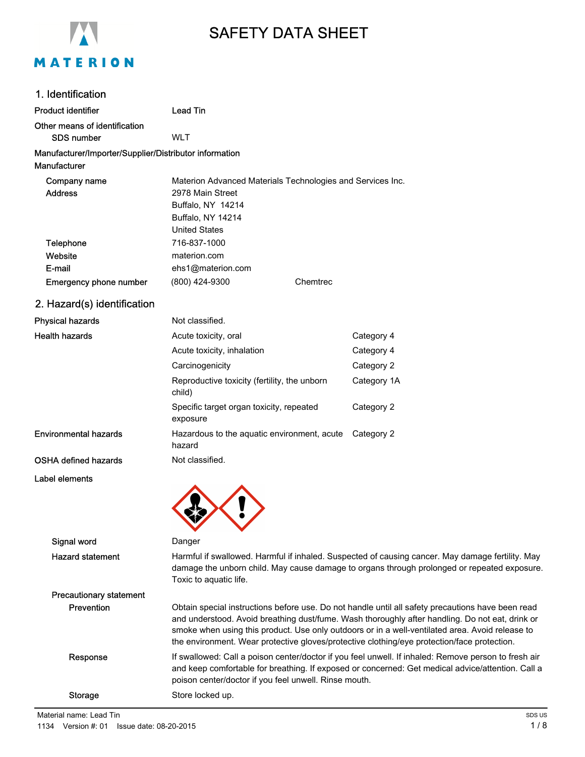# SAFETY DATA SHEET

## 1. Identification

| | |
|---|---|
| **Product identifier** | Lead Tin |
| **Other means of identification** | |
| SDS number | WLT |

**Manufacturer/Importer/Supplier/Distributor information**

**Manufacturer**

| | | |
|---|---|---|
| Company name | Materion Advanced Materials Technologies and Services Inc. | |
| Address | 2978 Main Street<br>Buffalo, NY 14214<br>Buffalo, NY 14214<br>United States | |
| Telephone | 716-837-1000 | |
| Website | materion.com | |
| E-mail | ehs1@materion.com | |
| Emergency phone number | (800) 424-9300 | Chemtrec |

## 2. Hazard(s) identification

| | | |
|---|---|---|
| **Physical hazards** | Not classified. | |
| **Health hazards** | Acute toxicity, oral | Category 4 |
| | Acute toxicity, inhalation | Category 4 |
| | Carcinogenicity | Category 2 |
| | Reproductive toxicity (fertility, the unborn child) | Category 1A |
| | Specific target organ toxicity, repeated exposure | Category 2 |
| **Environmental hazards** | Hazardous to the aquatic environment, acute hazard | Category 2 |
| **OSHA defined hazards** | Not classified. | |

**Label elements**

**Signal word:** Danger

**Hazard statement:** Harmful if swallowed. Harmful if inhaled. Suspected of causing cancer. May damage fertility. May damage the unborn child. May cause damage to organs through prolonged or repeated exposure. Toxic to aquatic life.

**Precautionary statement**

**Prevention:** Obtain special instructions before use. Do not handle until all safety precautions have been read and understood. Avoid breathing dust/fume. Wash thoroughly after handling. Do not eat, drink or smoke when using this product. Use only outdoors or in a well-ventilated area. Avoid release to the environment. Wear protective gloves/protective clothing/eye protection/face protection.

**Response:** If swallowed: Call a poison center/doctor if you feel unwell. If inhaled: Remove person to fresh air and keep comfortable for breathing. If exposed or concerned: Get medical advice/attention. Call a poison center/doctor if you feel unwell. Rinse mouth.

**Storage:** Store locked up.

Material name: Lead Tin
1134 Version #: 01 Issue date: 08-20-2015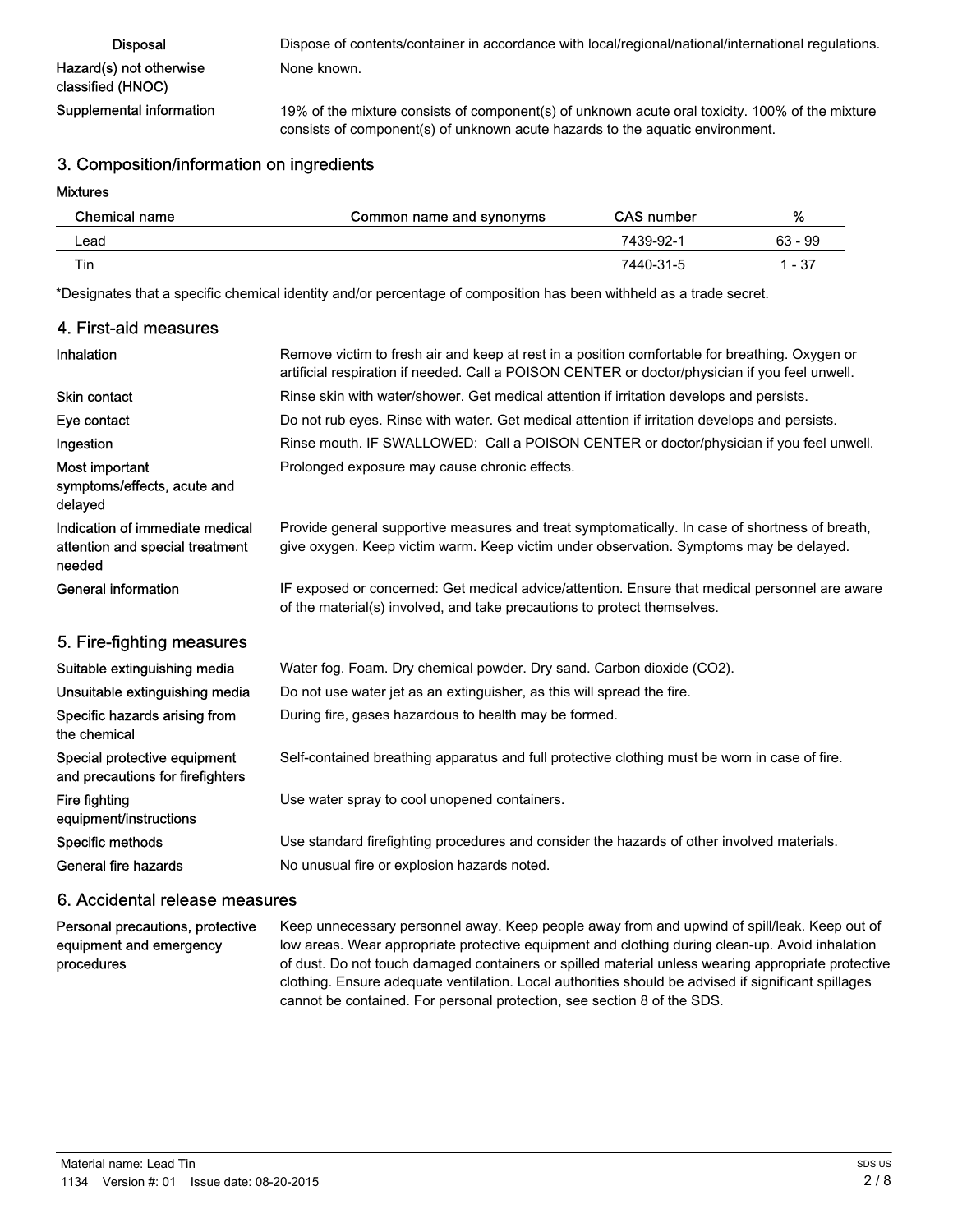| | |
|---|---|
| **Disposal** | Dispose of contents/container in accordance with local/regional/national/international regulations. |
| **Hazard(s) not otherwise classified (HNOC)** | None known. |
| **Supplemental information** | 19% of the mixture consists of component(s) of unknown acute oral toxicity. 100% of the mixture consists of component(s) of unknown acute hazards to the aquatic environment. |

## 3. Composition/information on ingredients

**Mixtures**

| Chemical name | Common name and synonyms | CAS number | % |
|---|---|---|---|
| Lead | | 7439-92-1 | 63 - 99 |
| Tin | | 7440-31-5 | 1 - 37 |

*Designates that a specific chemical identity and/or percentage of composition has been withheld as a trade secret.

## 4. First-aid measures

| | |
|---|---|
| **Inhalation** | Remove victim to fresh air and keep at rest in a position comfortable for breathing. Oxygen or artificial respiration if needed. Call a POISON CENTER or doctor/physician if you feel unwell. |
| **Skin contact** | Rinse skin with water/shower. Get medical attention if irritation develops and persists. |
| **Eye contact** | Do not rub eyes. Rinse with water. Get medical attention if irritation develops and persists. |
| **Ingestion** | Rinse mouth. IF SWALLOWED: Call a POISON CENTER or doctor/physician if you feel unwell. |
| **Most important symptoms/effects, acute and delayed** | Prolonged exposure may cause chronic effects. |
| **Indication of immediate medical attention and special treatment needed** | Provide general supportive measures and treat symptomatically. In case of shortness of breath, give oxygen. Keep victim warm. Keep victim under observation. Symptoms may be delayed. |
| **General information** | IF exposed or concerned: Get medical advice/attention. Ensure that medical personnel are aware of the material(s) involved, and take precautions to protect themselves. |

## 5. Fire-fighting measures

| | |
|---|---|
| **Suitable extinguishing media** | Water fog. Foam. Dry chemical powder. Dry sand. Carbon dioxide ($CO_2$). |
| **Unsuitable extinguishing media** | Do not use water jet as an extinguisher, as this will spread the fire. |
| **Specific hazards arising from the chemical** | During fire, gases hazardous to health may be formed. |
| **Special protective equipment and precautions for firefighters** | Self-contained breathing apparatus and full protective clothing must be worn in case of fire. |
| **Fire fighting equipment/instructions** | Use water spray to cool unopened containers. |
| **Specific methods** | Use standard firefighting procedures and consider the hazards of other involved materials. |
| **General fire hazards** | No unusual fire or explosion hazards noted. |

## 6. Accidental release measures

| | |
|---|---|
| **Personal precautions, protective equipment and emergency procedures** | Keep unnecessary personnel away. Keep people away from and upwind of spill/leak. Keep out of low areas. Wear appropriate protective equipment and clothing during clean-up. Avoid inhalation of dust. Do not touch damaged containers or spilled material unless wearing appropriate protective clothing. Ensure adequate ventilation. Local authorities should be advised if significant spillages cannot be contained. For personal protection, see section 8 of the SDS. |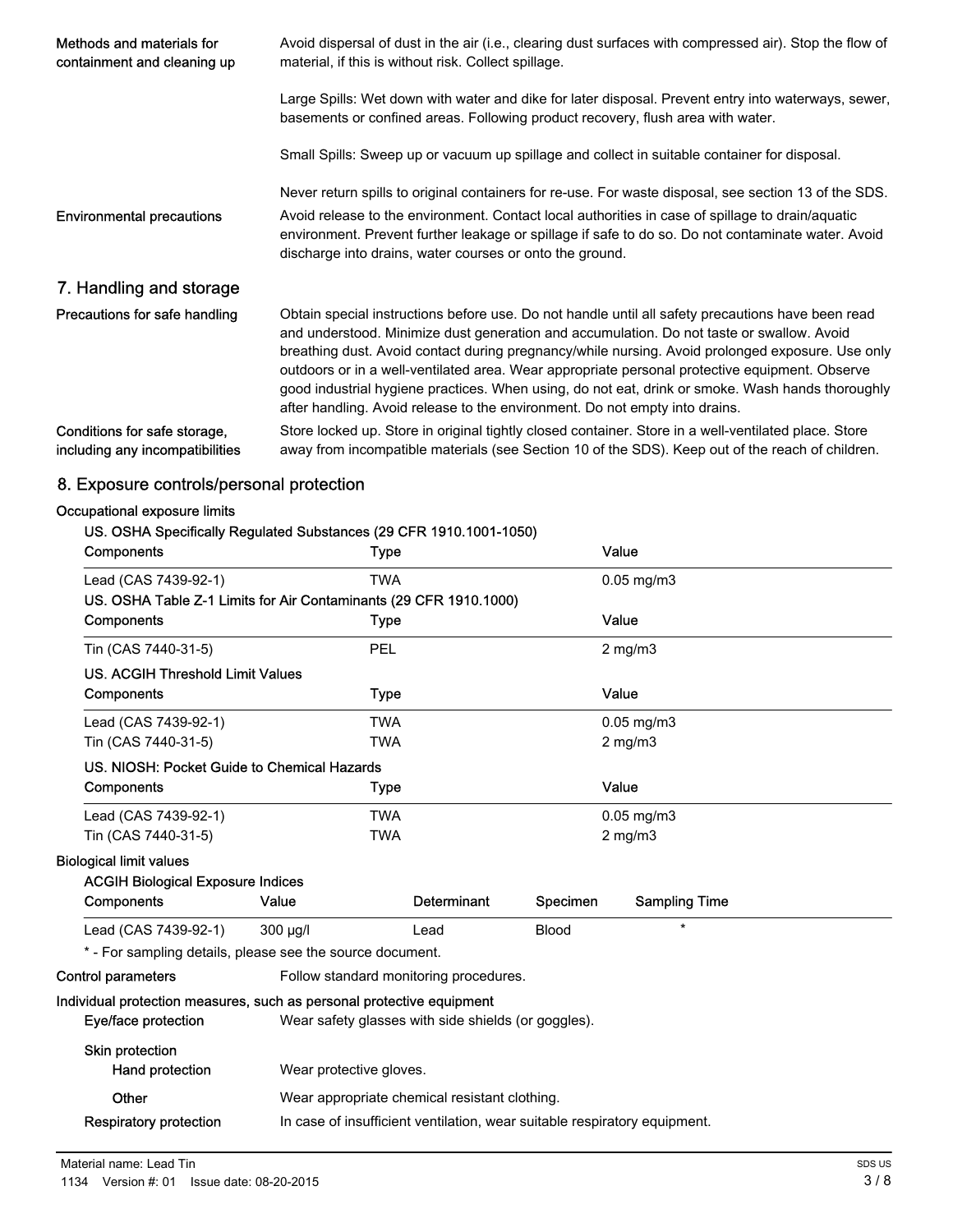**Methods and materials for containment and cleaning up**

Avoid dispersal of dust in the air (i.e., clearing dust surfaces with compressed air). Stop the flow of material, if this is without risk. Collect spillage.

Large Spills: Wet down with water and dike for later disposal. Prevent entry into waterways, sewer, basements or confined areas. Following product recovery, flush area with water.

Small Spills: Sweep up or vacuum up spillage and collect in suitable container for disposal.

Never return spills to original containers for re-use. For waste disposal, see section 13 of the SDS.

**Environmental precautions**

Avoid release to the environment. Contact local authorities in case of spillage to drain/aquatic environment. Prevent further leakage or spillage if safe to do so. Do not contaminate water. Avoid discharge into drains, water courses or onto the ground.

## 7. Handling and storage

**Precautions for safe handling**

Obtain special instructions before use. Do not handle until all safety precautions have been read and understood. Minimize dust generation and accumulation. Do not taste or swallow. Avoid breathing dust. Avoid contact during pregnancy/while nursing. Avoid prolonged exposure. Use only outdoors or in a well-ventilated area. Wear appropriate personal protective equipment. Observe good industrial hygiene practices. When using, do not eat, drink or smoke. Wash hands thoroughly after handling. Avoid release to the environment. Do not empty into drains.

**Conditions for safe storage, including any incompatibilities**

Store locked up. Store in original tightly closed container. Store in a well-ventilated place. Store away from incompatible materials (see Section 10 of the SDS). Keep out of the reach of children.

## 8. Exposure controls/personal protection

**Occupational exposure limits**

**US. OSHA Specifically Regulated Substances (29 CFR 1910.1001-1050)**

| Components | Type | Value |
|---|---|---|
| Lead (CAS 7439-92-1) | TWA | 0.05 mg/m3 |

**US. OSHA Table Z-1 Limits for Air Contaminants (29 CFR 1910.1000)**

| Components | Type | Value |
|---|---|---|
| Tin (CAS 7440-31-5) | PEL | 2 mg/m3 |

**US. ACGIH Threshold Limit Values**

| Components | Type | Value |
|---|---|---|
| Lead (CAS 7439-92-1) | TWA | 0.05 mg/m3 |
| Tin (CAS 7440-31-5) | TWA | 2 mg/m3 |

**US. NIOSH: Pocket Guide to Chemical Hazards**

| Components | Type | Value |
|---|---|---|
| Lead (CAS 7439-92-1) | TWA | 0.05 mg/m3 |
| Tin (CAS 7440-31-5) | TWA | 2 mg/m3 |

**Biological limit values**

**ACGIH Biological Exposure Indices**

| Components | Value | Determinant | Specimen | Sampling Time |
|---|---|---|---|---|
| Lead (CAS 7439-92-1) | 300 µg/l | Lead | Blood | * |

* - For sampling details, please see the source document.

**Control parameters**

Follow standard monitoring procedures.

**Individual protection measures, such as personal protective equipment**

**Eye/face protection**

Wear safety glasses with side shields (or goggles).

**Skin protection**

**Hand protection**

Wear protective gloves.

**Other**

Wear appropriate chemical resistant clothing.

**Respiratory protection**

In case of insufficient ventilation, wear suitable respiratory equipment.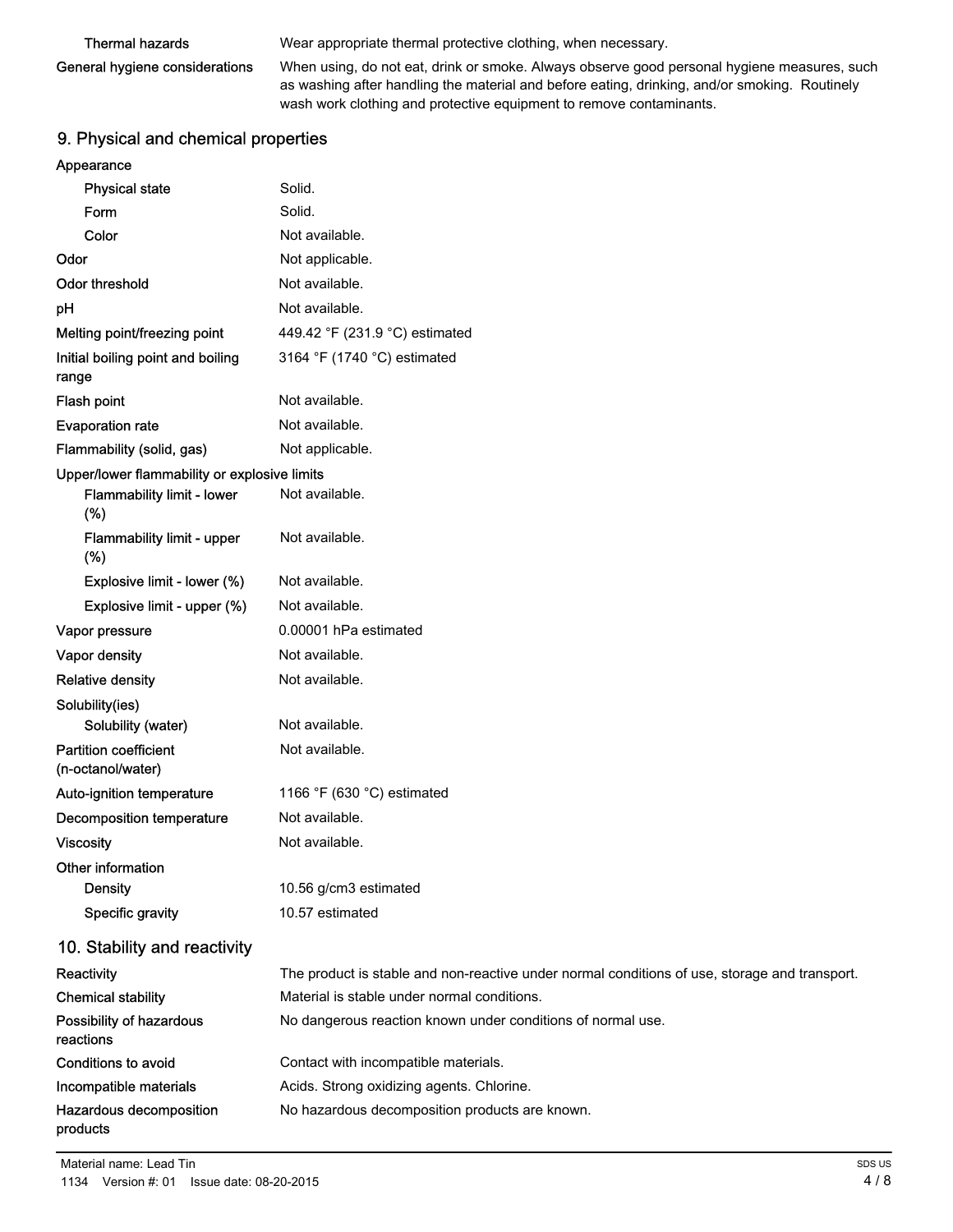| | |
|---|---|
| Thermal hazards | Wear appropriate thermal protective clothing, when necessary. |
| General hygiene considerations | When using, do not eat, drink or smoke. Always observe good personal hygiene measures, such as washing after handling the material and before eating, drinking, and/or smoking. Routinely wash work clothing and protective equipment to remove contaminants. |

## 9. Physical and chemical properties

| | |
|---|---|
| **Appearance** | |
| Physical state | Solid. |
| Form | Solid. |
| Color | Not available. |
| **Odor** | Not applicable. |
| **Odor threshold** | Not available. |
| **pH** | Not available. |
| **Melting point/freezing point** | 449.42 °F (231.9 °C) estimated |
| **Initial boiling point and boiling range** | 3164 °F (1740 °C) estimated |
| **Flash point** | Not available. |
| **Evaporation rate** | Not available. |
| **Flammability (solid, gas)** | Not applicable. |
| **Upper/lower flammability or explosive limits** | |
| Flammability limit - lower (%) | Not available. |
| Flammability limit - upper (%) | Not available. |
| Explosive limit - lower (%) | Not available. |
| Explosive limit - upper (%) | Not available. |
| **Vapor pressure** | 0.00001 hPa estimated |
| **Vapor density** | Not available. |
| **Relative density** | Not available. |
| **Solubility(ies)** | |
| Solubility (water) | Not available. |
| **Partition coefficient (n-octanol/water)** | Not available. |
| **Auto-ignition temperature** | 1166 °F (630 °C) estimated |
| **Decomposition temperature** | Not available. |
| **Viscosity** | Not available. |
| **Other information** | |
| Density | 10.56 g/cm3 estimated |
| Specific gravity | 10.57 estimated |

## 10. Stability and reactivity

| | |
|---|---|
| **Reactivity** | The product is stable and non-reactive under normal conditions of use, storage and transport. |
| **Chemical stability** | Material is stable under normal conditions. |
| **Possibility of hazardous reactions** | No dangerous reaction known under conditions of normal use. |
| **Conditions to avoid** | Contact with incompatible materials. |
| **Incompatible materials** | Acids. Strong oxidizing agents. Chlorine. |
| **Hazardous decomposition products** | No hazardous decomposition products are known. |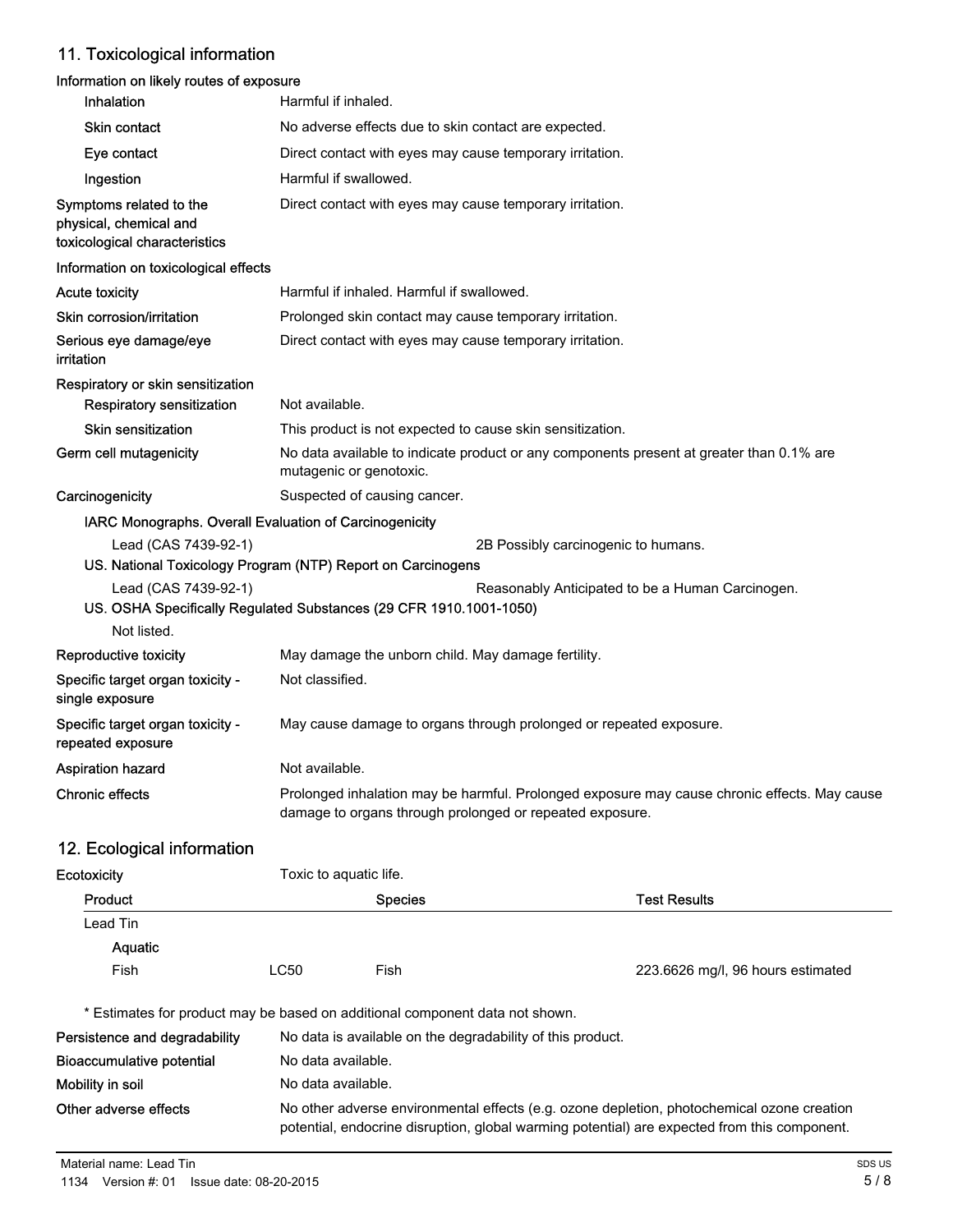## 11. Toxicological information

**Information on likely routes of exposure**

| | |
|---|---|
| **Inhalation** | Harmful if inhaled. |
| **Skin contact** | No adverse effects due to skin contact are expected. |
| **Eye contact** | Direct contact with eyes may cause temporary irritation. |
| **Ingestion** | Harmful if swallowed. |
| **Symptoms related to the physical, chemical and toxicological characteristics** | Direct contact with eyes may cause temporary irritation. |

**Information on toxicological effects**

| | |
|---|---|
| **Acute toxicity** | Harmful if inhaled. Harmful if swallowed. |
| **Skin corrosion/irritation** | Prolonged skin contact may cause temporary irritation. |
| **Serious eye damage/eye irritation** | Direct contact with eyes may cause temporary irritation. |

**Respiratory or skin sensitization**

| | |
|---|---|
| **Respiratory sensitization** | Not available. |
| **Skin sensitization** | This product is not expected to cause skin sensitization. |
| **Germ cell mutagenicity** | No data available to indicate product or any components present at greater than 0.1% are mutagenic or genotoxic. |
| **Carcinogenicity** | Suspected of causing cancer. |

**IARC Monographs. Overall Evaluation of Carcinogenicity**

Lead (CAS 7439-92-1) — 2B Possibly carcinogenic to humans.

**US. National Toxicology Program (NTP) Report on Carcinogens**

Lead (CAS 7439-92-1) — Reasonably Anticipated to be a Human Carcinogen.

**US. OSHA Specifically Regulated Substances (29 CFR 1910.1001-1050)**

Not listed.

| | |
|---|---|
| **Reproductive toxicity** | May damage the unborn child. May damage fertility. |
| **Specific target organ toxicity - single exposure** | Not classified. |
| **Specific target organ toxicity - repeated exposure** | May cause damage to organs through prolonged or repeated exposure. |
| **Aspiration hazard** | Not available. |
| **Chronic effects** | Prolonged inhalation may be harmful. Prolonged exposure may cause chronic effects. May cause damage to organs through prolonged or repeated exposure. |

## 12. Ecological information

**Ecotoxicity** Toxic to aquatic life.

| Product | | Species | Test Results |
|---|---|---|---|
| Lead Tin | | | |
| Aquatic | | | |
| Fish | LC50 | Fish | 223.6626 mg/l, 96 hours estimated |

* Estimates for product may be based on additional component data not shown.

| | |
|---|---|
| **Persistence and degradability** | No data is available on the degradability of this product. |
| **Bioaccumulative potential** | No data available. |
| **Mobility in soil** | No data available. |
| **Other adverse effects** | No other adverse environmental effects (e.g. ozone depletion, photochemical ozone creation potential, endocrine disruption, global warming potential) are expected from this component. |

Material name: Lead Tin
1134 Version #: 01 Issue date: 08-20-2015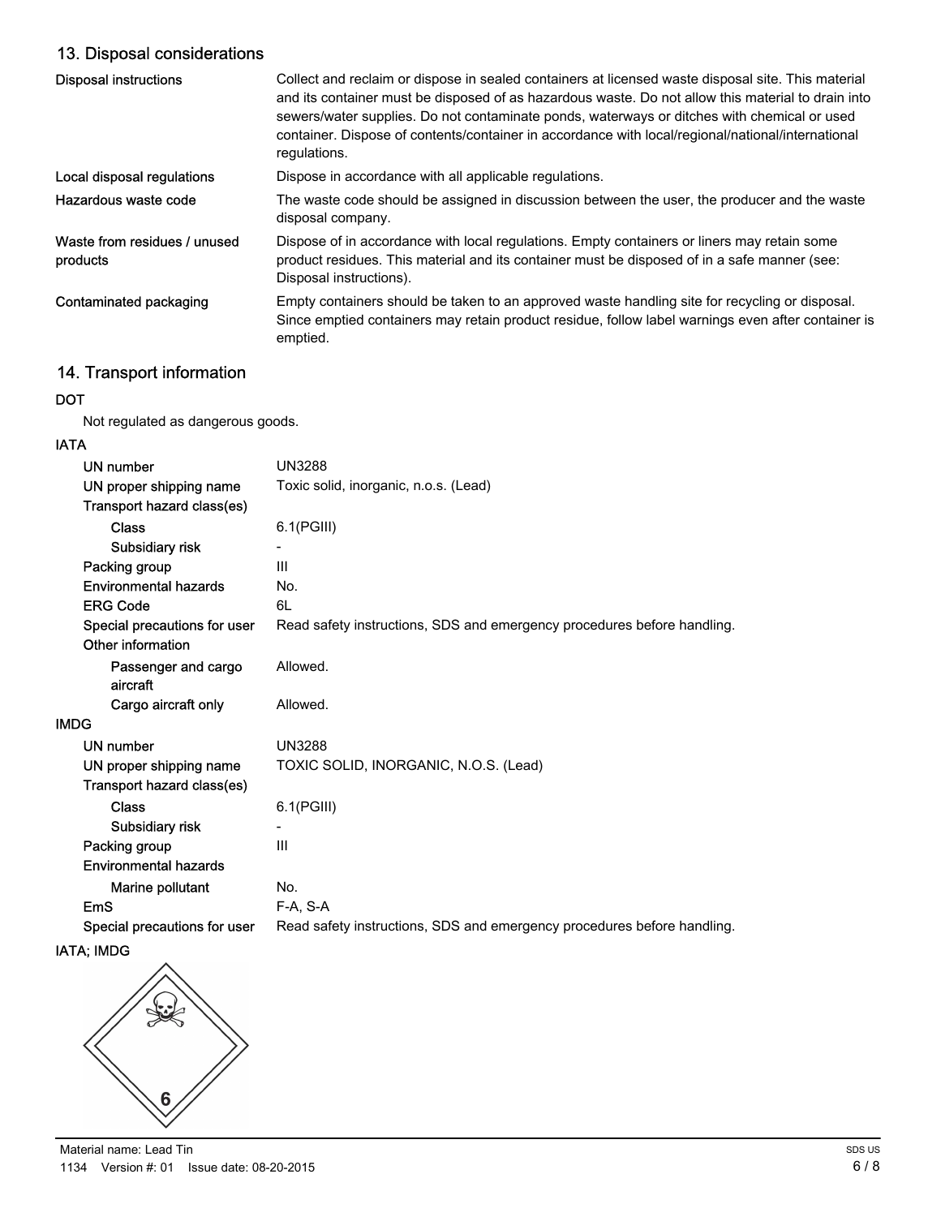## 13. Disposal considerations

| | |
|---|---|
| **Disposal instructions** | Collect and reclaim or dispose in sealed containers at licensed waste disposal site. This material and its container must be disposed of as hazardous waste. Do not allow this material to drain into sewers/water supplies. Do not contaminate ponds, waterways or ditches with chemical or used container. Dispose of contents/container in accordance with local/regional/national/international regulations. |
| **Local disposal regulations** | Dispose in accordance with all applicable regulations. |
| **Hazardous waste code** | The waste code should be assigned in discussion between the user, the producer and the waste disposal company. |
| **Waste from residues / unused products** | Dispose of in accordance with local regulations. Empty containers or liners may retain some product residues. This material and its container must be disposed of in a safe manner (see: Disposal instructions). |
| **Contaminated packaging** | Empty containers should be taken to an approved waste handling site for recycling or disposal. Since emptied containers may retain product residue, follow label warnings even after container is emptied. |

## 14. Transport information

**DOT**

Not regulated as dangerous goods.

**IATA**

| | |
|---|---|
| **UN number** | UN3288 |
| **UN proper shipping name** | Toxic solid, inorganic, n.o.s. (Lead) |
| **Transport hazard class(es)** | |
| **Class** | 6.1(PGIII) |
| **Subsidiary risk** | - |
| **Packing group** | III |
| **Environmental hazards** | No. |
| **ERG Code** | 6L |
| **Special precautions for user** | Read safety instructions, SDS and emergency procedures before handling. |
| **Other information** | |
| **Passenger and cargo aircraft** | Allowed. |
| **Cargo aircraft only** | Allowed. |

**IMDG**

| | |
|---|---|
| **UN number** | UN3288 |
| **UN proper shipping name** | TOXIC SOLID, INORGANIC, N.O.S. (Lead) |
| **Transport hazard class(es)** | |
| **Class** | 6.1(PGIII) |
| **Subsidiary risk** | - |
| **Packing group** | III |
| **Environmental hazards** | |
| **Marine pollutant** | No. |
| **EmS** | F-A, S-A |
| **Special precautions for user** | Read safety instructions, SDS and emergency procedures before handling. |

**IATA; IMDG**

6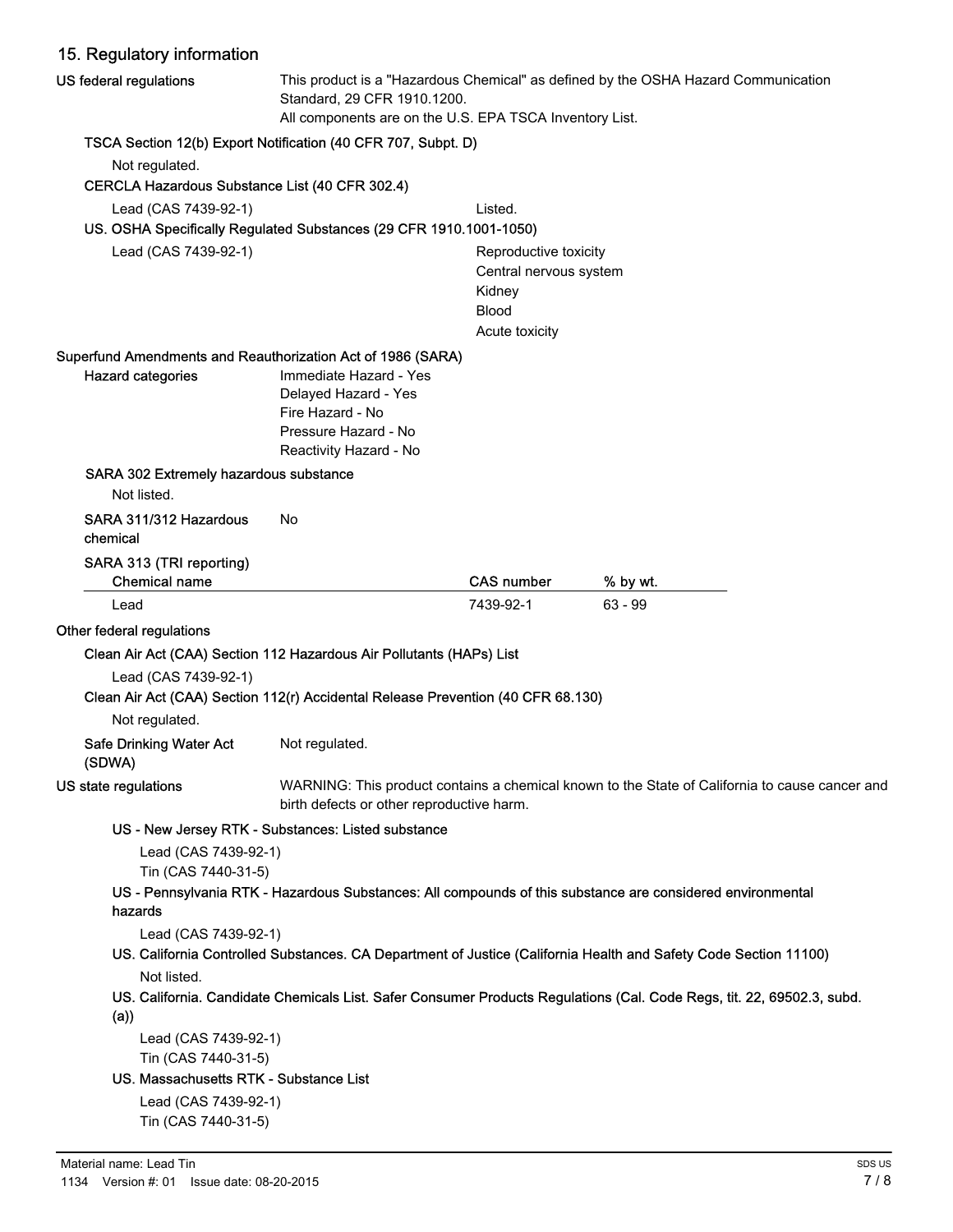## 15. Regulatory information

**US federal regulations**

This product is a "Hazardous Chemical" as defined by the OSHA Hazard Communication Standard, 29 CFR 1910.1200.
All components are on the U.S. EPA TSCA Inventory List.

**TSCA Section 12(b) Export Notification (40 CFR 707, Subpt. D)**

Not regulated.

**CERCLA Hazardous Substance List (40 CFR 302.4)**

Lead (CAS 7439-92-1) Listed.

**US. OSHA Specifically Regulated Substances (29 CFR 1910.1001-1050)**

Lead (CAS 7439-92-1)
- Reproductive toxicity
- Central nervous system
- Kidney
- Blood
- Acute toxicity

**Superfund Amendments and Reauthorization Act of 1986 (SARA)**

**Hazard categories**

Immediate Hazard - Yes
Delayed Hazard - Yes
Fire Hazard - No
Pressure Hazard - No
Reactivity Hazard - No

**SARA 302 Extremely hazardous substance**

Not listed.

**SARA 311/312 Hazardous chemical** No

**SARA 313 (TRI reporting)**

| Chemical name | CAS number | % by wt. |
|---|---|---|
| Lead | 7439-92-1 | 63 - 99 |

**Other federal regulations**

**Clean Air Act (CAA) Section 112 Hazardous Air Pollutants (HAPs) List**

Lead (CAS 7439-92-1)

**Clean Air Act (CAA) Section 112(r) Accidental Release Prevention (40 CFR 68.130)**

Not regulated.

**Safe Drinking Water Act (SDWA)** Not regulated.

**US state regulations**

WARNING: This product contains a chemical known to the State of California to cause cancer and birth defects or other reproductive harm.

**US - New Jersey RTK - Substances: Listed substance**

Lead (CAS 7439-92-1)
Tin (CAS 7440-31-5)

**US - Pennsylvania RTK - Hazardous Substances: All compounds of this substance are considered environmental hazards**

Lead (CAS 7439-92-1)

**US. California Controlled Substances. CA Department of Justice (California Health and Safety Code Section 11100)**

Not listed.

**US. California. Candidate Chemicals List. Safer Consumer Products Regulations (Cal. Code Regs, tit. 22, 69502.3, subd. (a))**

Lead (CAS 7439-92-1)
Tin (CAS 7440-31-5)

**US. Massachusetts RTK - Substance List**

Lead (CAS 7439-92-1)
Tin (CAS 7440-31-5)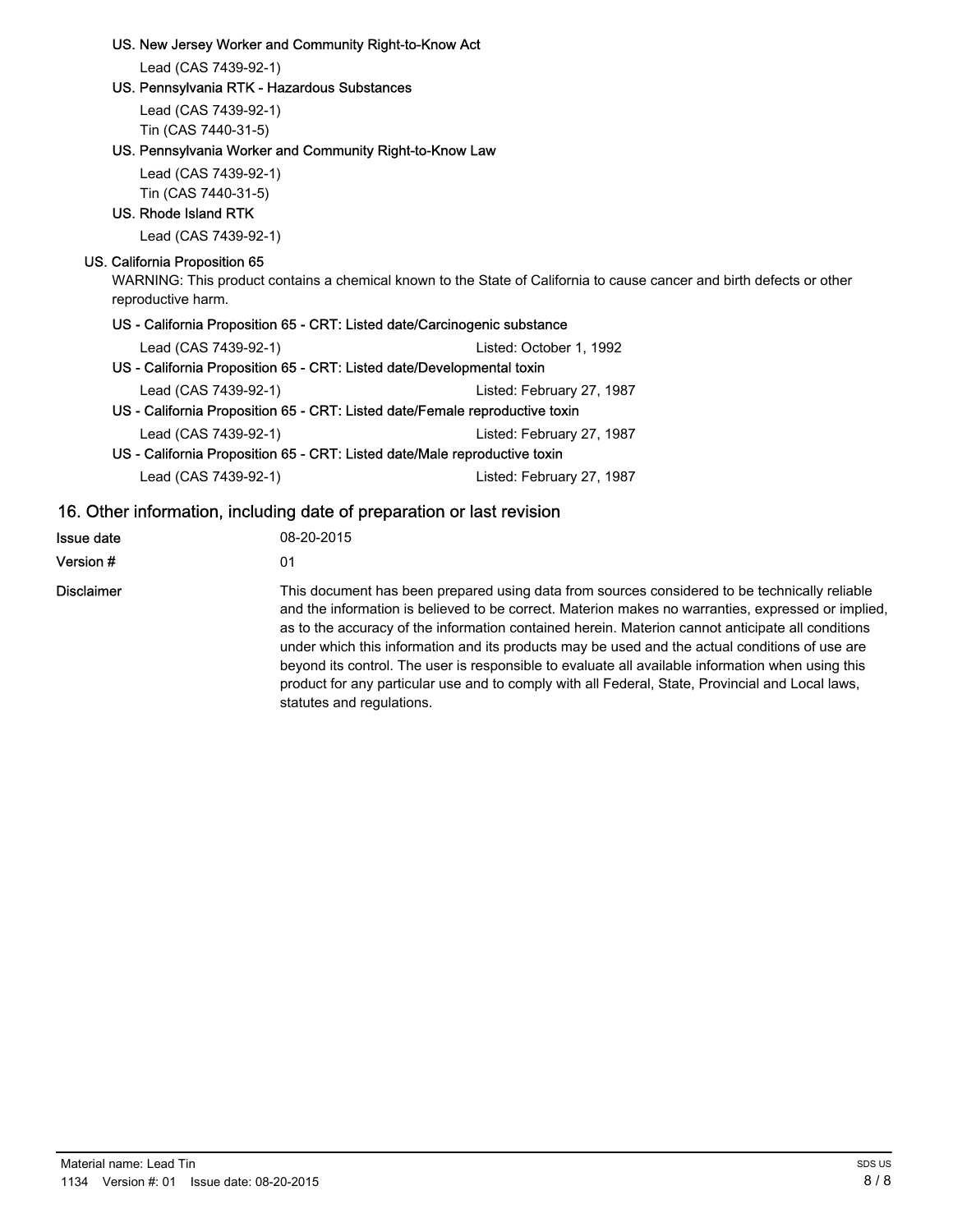**US. New Jersey Worker and Community Right-to-Know Act**

Lead (CAS 7439-92-1)

**US. Pennsylvania RTK - Hazardous Substances**

Lead (CAS 7439-92-1)
Tin (CAS 7440-31-5)

**US. Pennsylvania Worker and Community Right-to-Know Law**

Lead (CAS 7439-92-1)
Tin (CAS 7440-31-5)

**US. Rhode Island RTK**

Lead (CAS 7439-92-1)

**US. California Proposition 65**

WARNING: This product contains a chemical known to the State of California to cause cancer and birth defects or other reproductive harm.

**US - California Proposition 65 - CRT: Listed date/Carcinogenic substance**

| | |
|---|---|
| Lead (CAS 7439-92-1) | Listed: October 1, 1992 |

**US - California Proposition 65 - CRT: Listed date/Developmental toxin**

| | |
|---|---|
| Lead (CAS 7439-92-1) | Listed: February 27, 1987 |

**US - California Proposition 65 - CRT: Listed date/Female reproductive toxin**

| | |
|---|---|
| Lead (CAS 7439-92-1) | Listed: February 27, 1987 |

**US - California Proposition 65 - CRT: Listed date/Male reproductive toxin**

| | |
|---|---|
| Lead (CAS 7439-92-1) | Listed: February 27, 1987 |

## 16. Other information, including date of preparation or last revision

| | |
|---|---|
| **Issue date** | 08-20-2015 |
| **Version #** | 01 |
| **Disclaimer** | This document has been prepared using data from sources considered to be technically reliable and the information is believed to be correct. Materion makes no warranties, expressed or implied, as to the accuracy of the information contained herein. Materion cannot anticipate all conditions under which this information and its products may be used and the actual conditions of use are beyond its control. The user is responsible to evaluate all available information when using this product for any particular use and to comply with all Federal, State, Provincial and Local laws, statutes and regulations. |